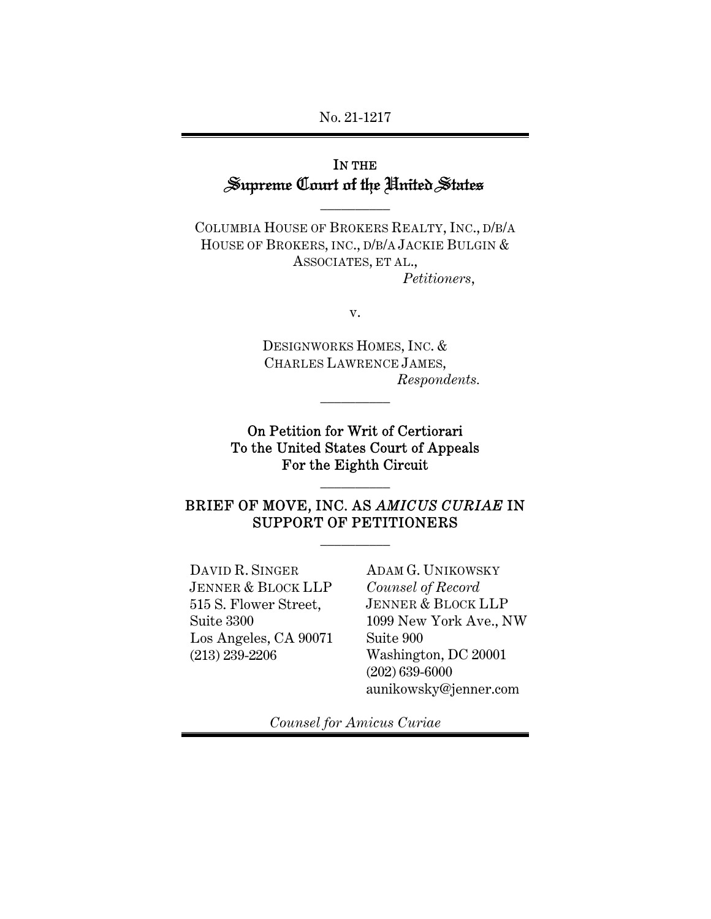No. 21-1217

# IN THE Supreme Court of the United States

---

COLUMBIA HOUSE OF BROKERS REALTY, INC., D/B/A HOUSE OF BROKERS, INC., D/B/A JACKIE BULGIN & ASSOCIATES, ET AL.,

*Petitioners*,

v.

DESIGNWORKS HOMES, INC. & CHARLES LAWRENCE JAMES,

*Respondents.*

---

**On Petition for Writ of Certiorari To the United States Court of Appeals For the Eighth Circuit**

---

## BRIEF OF MOVE, INC. AS *AMICUS CURIAE* IN SUPPORT OF PETITIONERS

---

DAVID R. SINGER
JENNER & BLOCK LLP
515 S. Flower Street, Suite 3300
Los Angeles, CA 90071
(213) 239-2206

ADAM G. UNIKOWSKY
*Counsel of Record*
JENNER & BLOCK LLP
1099 New York Ave., NW
Suite 900
Washington, DC 20001
(202) 639-6000
aunikowsky@jenner.com

*Counsel for Amicus Curiae*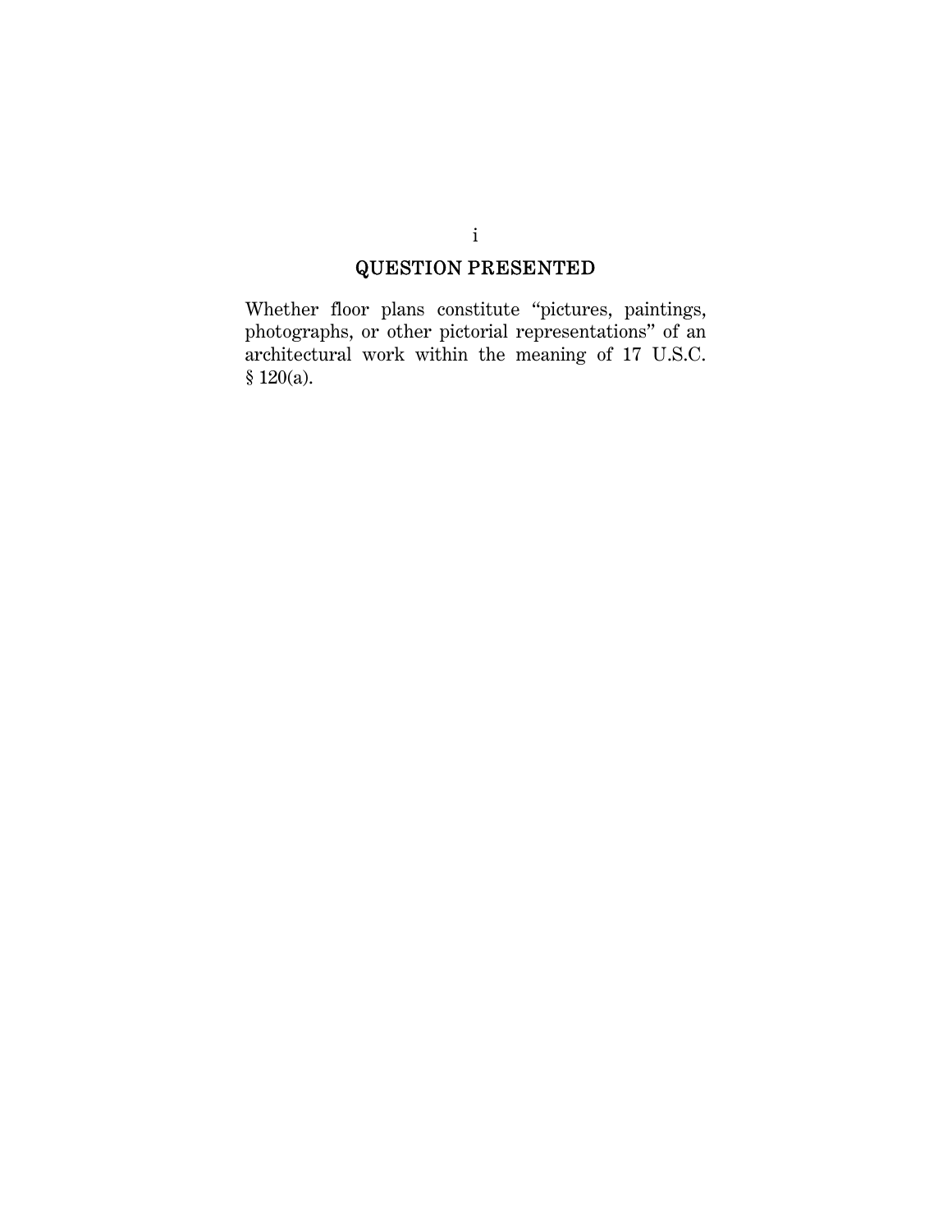## QUESTION PRESENTED

Whether floor plans constitute "pictures, paintings, photographs, or other pictorial representations" of an architectural work within the meaning of 17 U.S.C. § 120(a).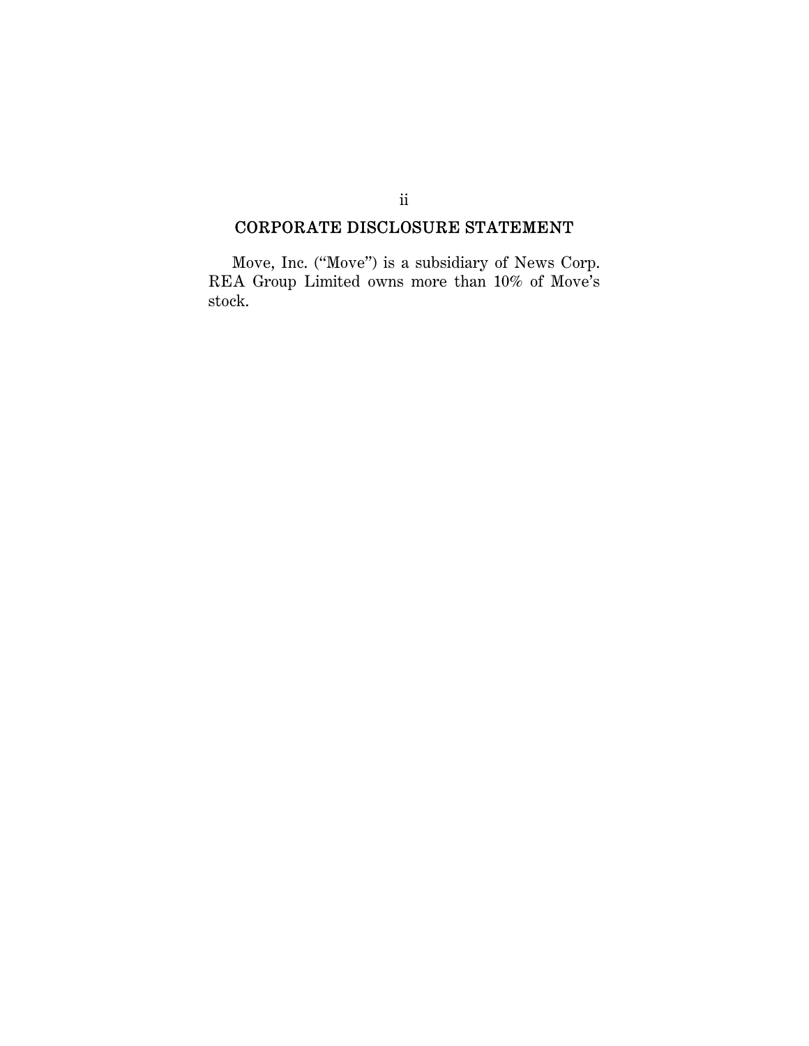## CORPORATE DISCLOSURE STATEMENT

Move, Inc. ("Move") is a subsidiary of News Corp. REA Group Limited owns more than 10% of Move's stock.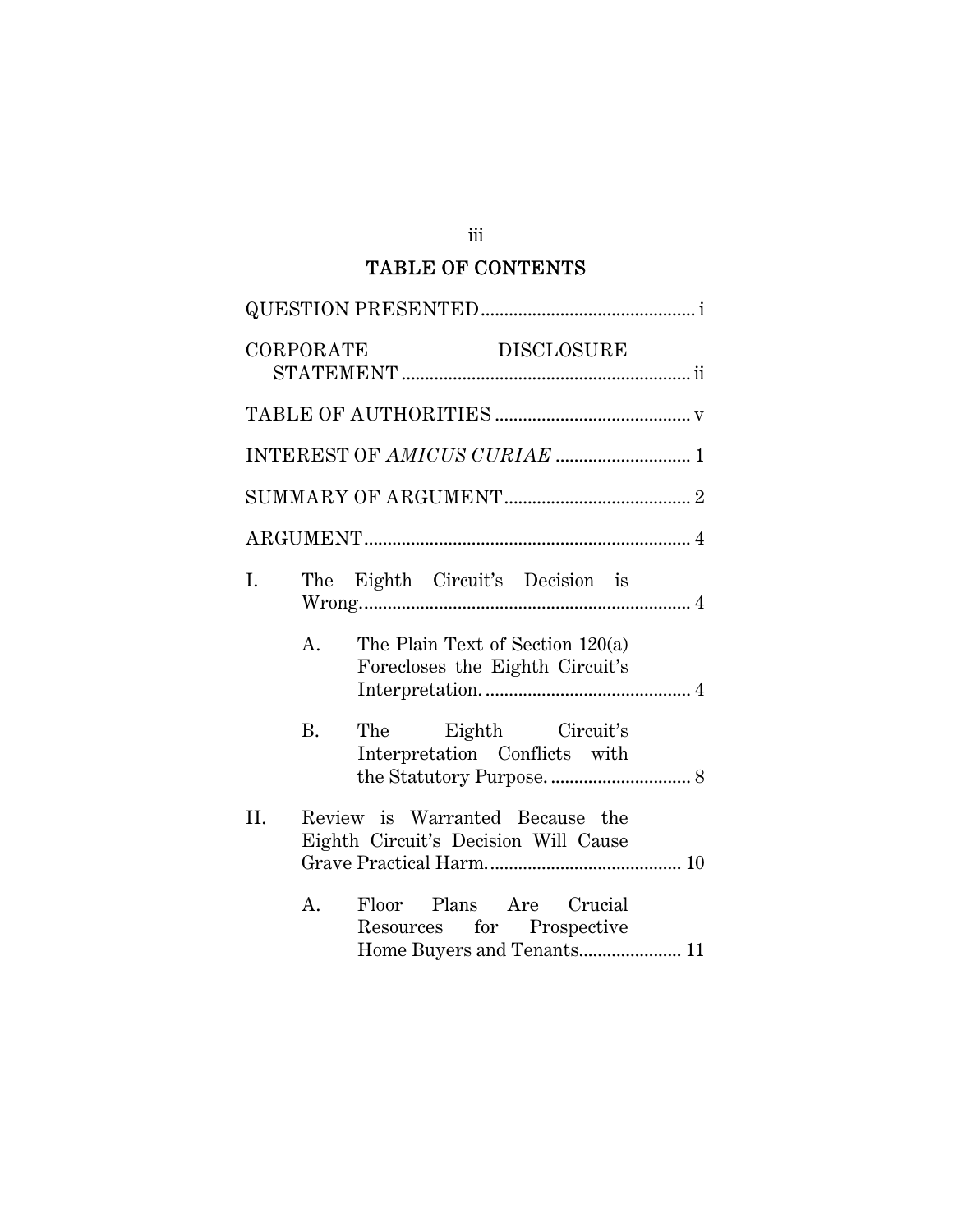## TABLE OF CONTENTS

QUESTION PRESENTED ............................................. i

CORPORATE DISCLOSURE STATEMENT ............................................................ ii

TABLE OF AUTHORITIES .......................................... v

INTEREST OF *AMICUS CURIAE* ............................. 1

SUMMARY OF ARGUMENT ........................................ 2

ARGUMENT ...................................................................... 4

I. The Eighth Circuit's Decision is Wrong. ...................................................................... 4

   A. The Plain Text of Section 120(a) Forecloses the Eighth Circuit's Interpretation. ........................................... 4

   B. The Eighth Circuit's Interpretation Conflicts with the Statutory Purpose. .............................. 8

II. Review is Warranted Because the Eighth Circuit's Decision Will Cause Grave Practical Harm. ......................................... 10

   A. Floor Plans Are Crucial Resources for Prospective Home Buyers and Tenants...................... 11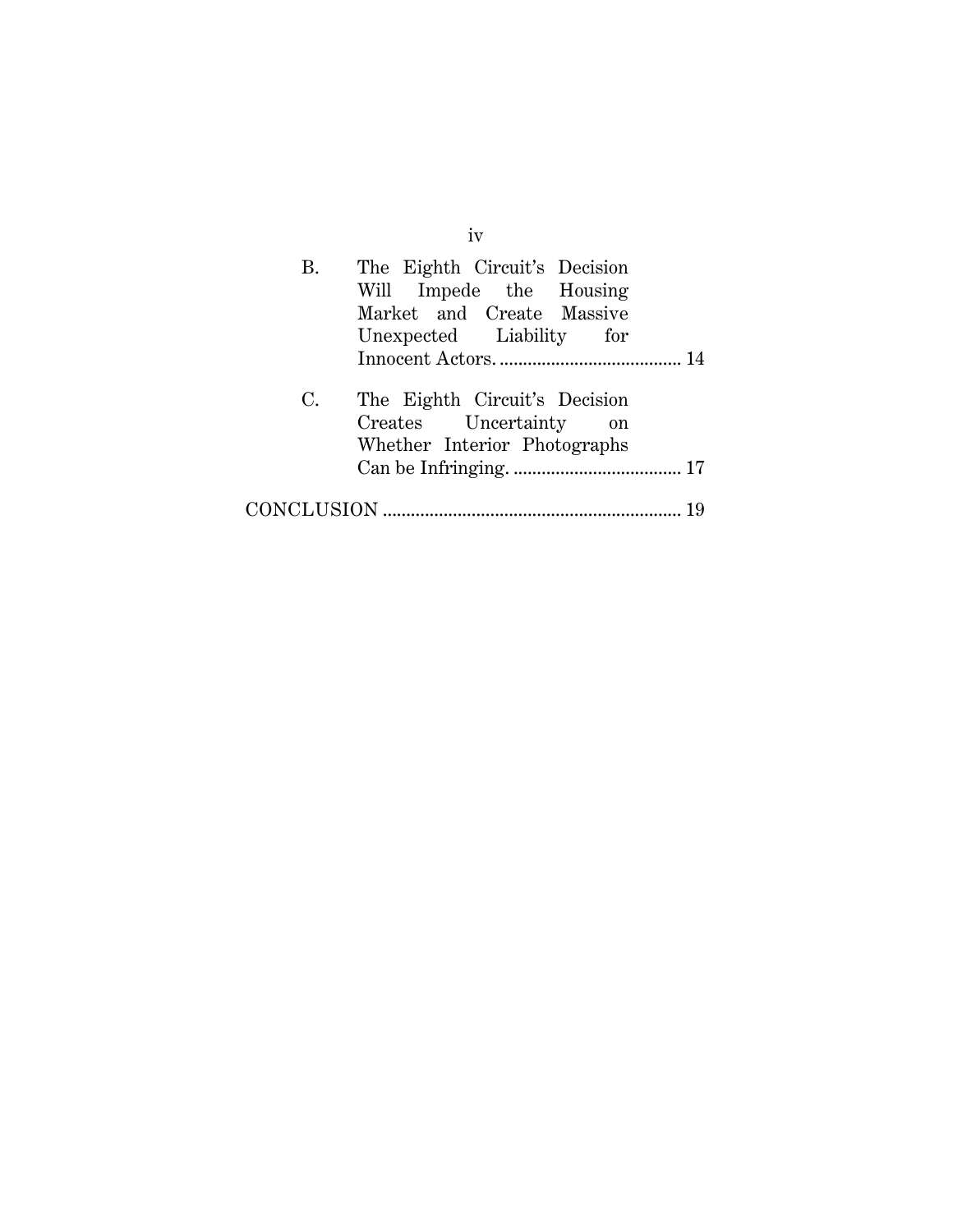B. The Eighth Circuit's Decision Will Impede the Housing Market and Create Massive Unexpected Liability for Innocent Actors. ....................................... 14

C. The Eighth Circuit's Decision Creates Uncertainty on Whether Interior Photographs Can be Infringing. .................................... 17

CONCLUSION ................................................................ 19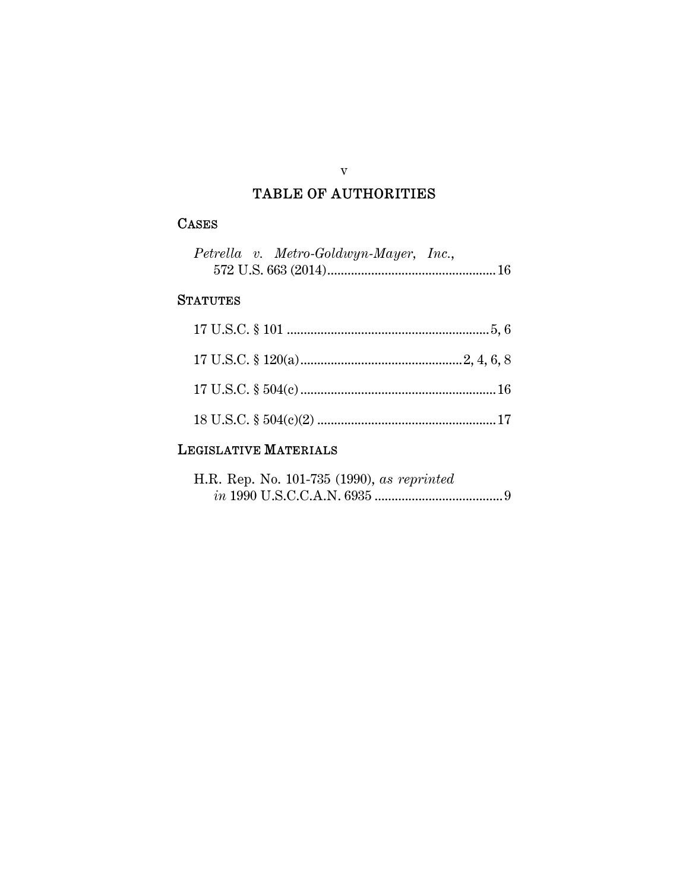# TABLE OF AUTHORITIES

## CASES

*Petrella v. Metro-Goldwyn-Mayer, Inc.*, 572 U.S. 663 (2014) .......... 16

## STATUTES

17 U.S.C. § 101 .......... 5, 6

17 U.S.C. § 120(a) .......... 2, 4, 6, 8

17 U.S.C. § 504(c) .......... 16

18 U.S.C. § 504(c)(2) .......... 17

## LEGISLATIVE MATERIALS

H.R. Rep. No. 101-735 (1990), *as reprinted in* 1990 U.S.C.C.A.N. 6935 .......... 9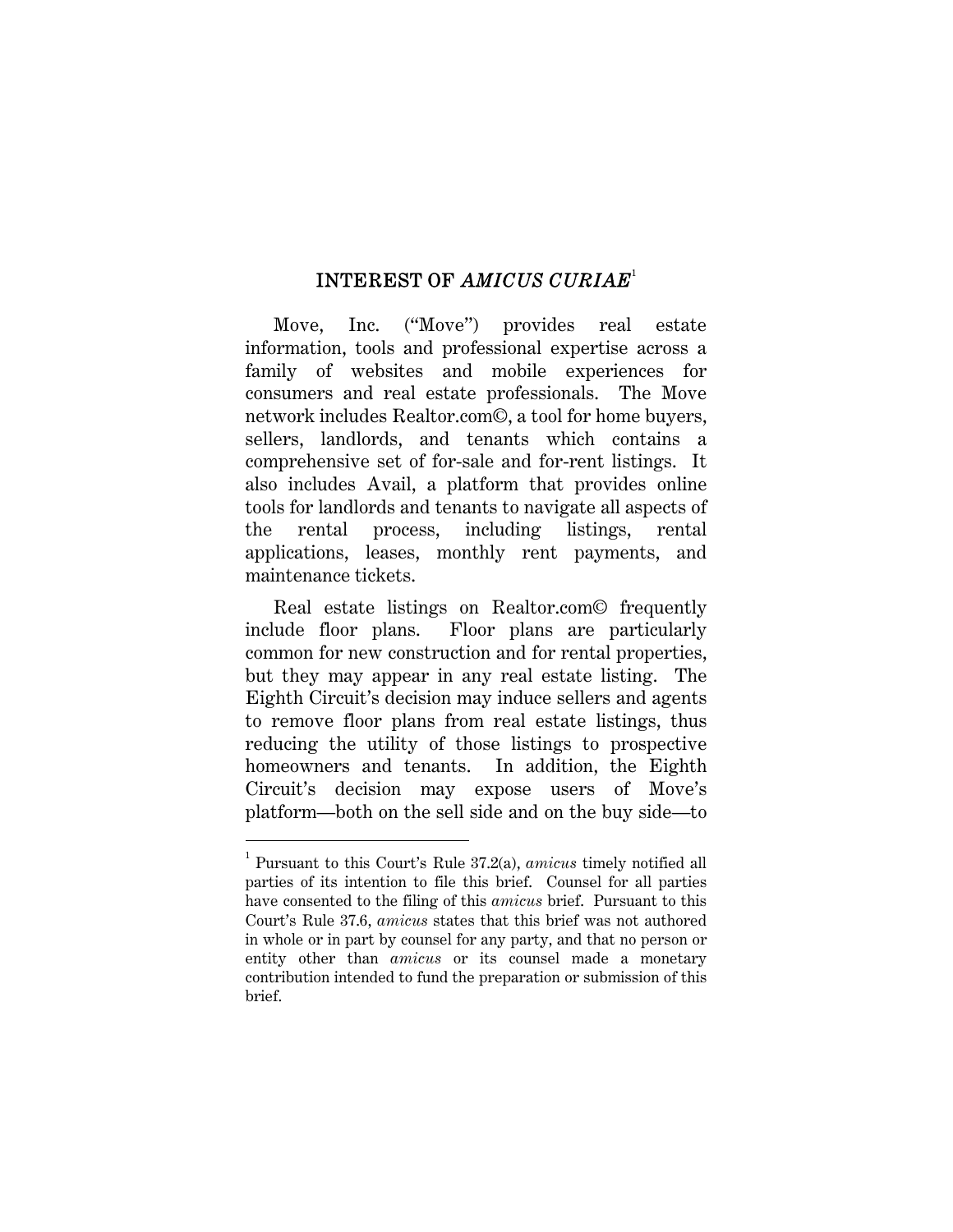# INTEREST OF *AMICUS CURIAE*[1]

Move, Inc. ("Move") provides real estate information, tools and professional expertise across a family of websites and mobile experiences for consumers and real estate professionals. The Move network includes Realtor.com©, a tool for home buyers, sellers, landlords, and tenants which contains a comprehensive set of for-sale and for-rent listings. It also includes Avail, a platform that provides online tools for landlords and tenants to navigate all aspects of the rental process, including listings, rental applications, leases, monthly rent payments, and maintenance tickets.

Real estate listings on Realtor.com© frequently include floor plans. Floor plans are particularly common for new construction and for rental properties, but they may appear in any real estate listing. The Eighth Circuit's decision may induce sellers and agents to remove floor plans from real estate listings, thus reducing the utility of those listings to prospective homeowners and tenants. In addition, the Eighth Circuit's decision may expose users of Move's platform—both on the sell side and on the buy side—to

---

[1] Pursuant to this Court's Rule 37.2(a), *amicus* timely notified all parties of its intention to file this brief. Counsel for all parties have consented to the filing of this *amicus* brief. Pursuant to this Court's Rule 37.6, *amicus* states that this brief was not authored in whole or in part by counsel for any party, and that no person or entity other than *amicus* or its counsel made a monetary contribution intended to fund the preparation or submission of this brief.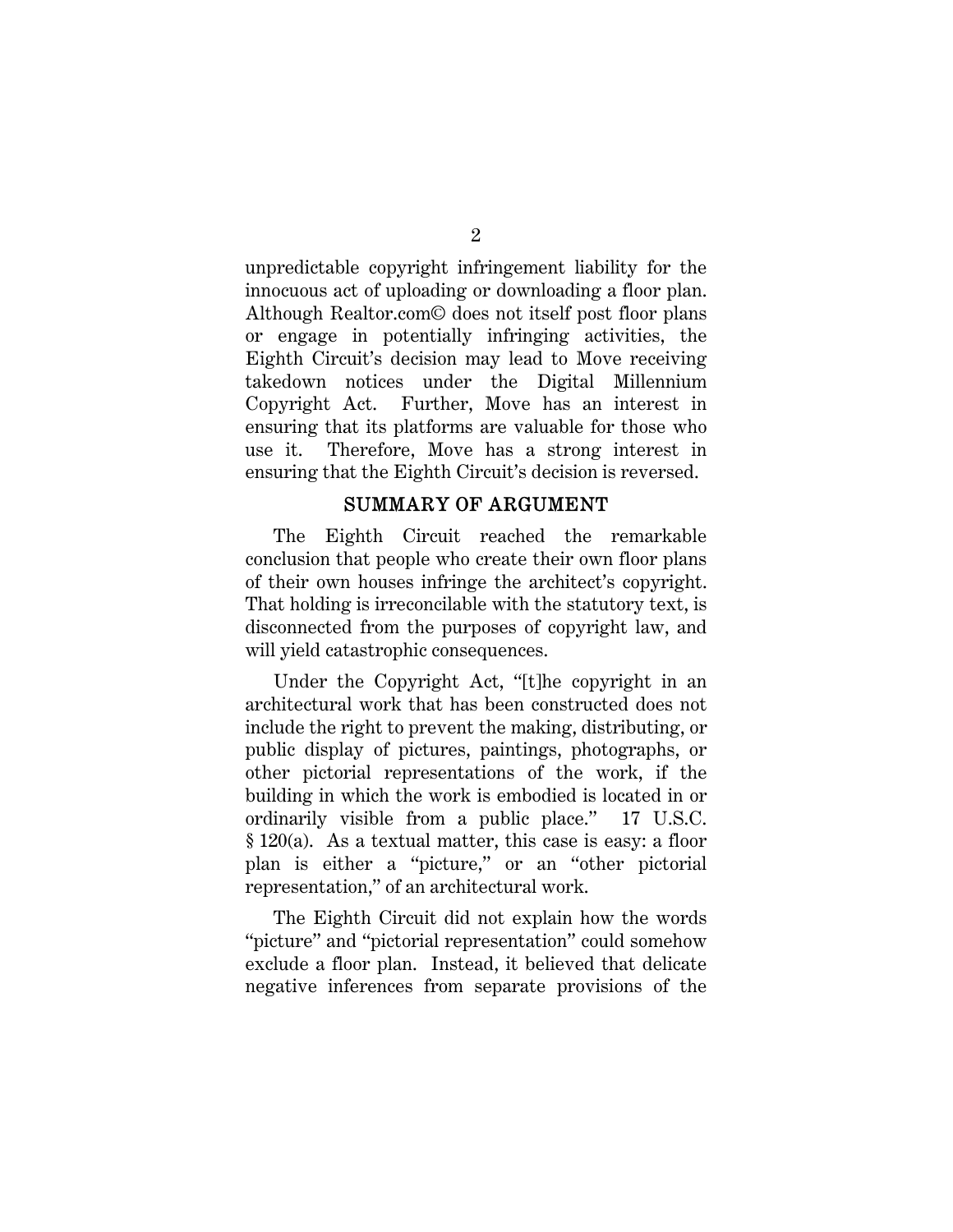unpredictable copyright infringement liability for the innocuous act of uploading or downloading a floor plan. Although Realtor.com© does not itself post floor plans or engage in potentially infringing activities, the Eighth Circuit's decision may lead to Move receiving takedown notices under the Digital Millennium Copyright Act. Further, Move has an interest in ensuring that its platforms are valuable for those who use it. Therefore, Move has a strong interest in ensuring that the Eighth Circuit's decision is reversed.

## SUMMARY OF ARGUMENT

The Eighth Circuit reached the remarkable conclusion that people who create their own floor plans of their own houses infringe the architect's copyright. That holding is irreconcilable with the statutory text, is disconnected from the purposes of copyright law, and will yield catastrophic consequences.

Under the Copyright Act, "[t]he copyright in an architectural work that has been constructed does not include the right to prevent the making, distributing, or public display of pictures, paintings, photographs, or other pictorial representations of the work, if the building in which the work is embodied is located in or ordinarily visible from a public place." 17 U.S.C. § 120(a). As a textual matter, this case is easy: a floor plan is either a "picture," or an "other pictorial representation," of an architectural work.

The Eighth Circuit did not explain how the words "picture" and "pictorial representation" could somehow exclude a floor plan. Instead, it believed that delicate negative inferences from separate provisions of the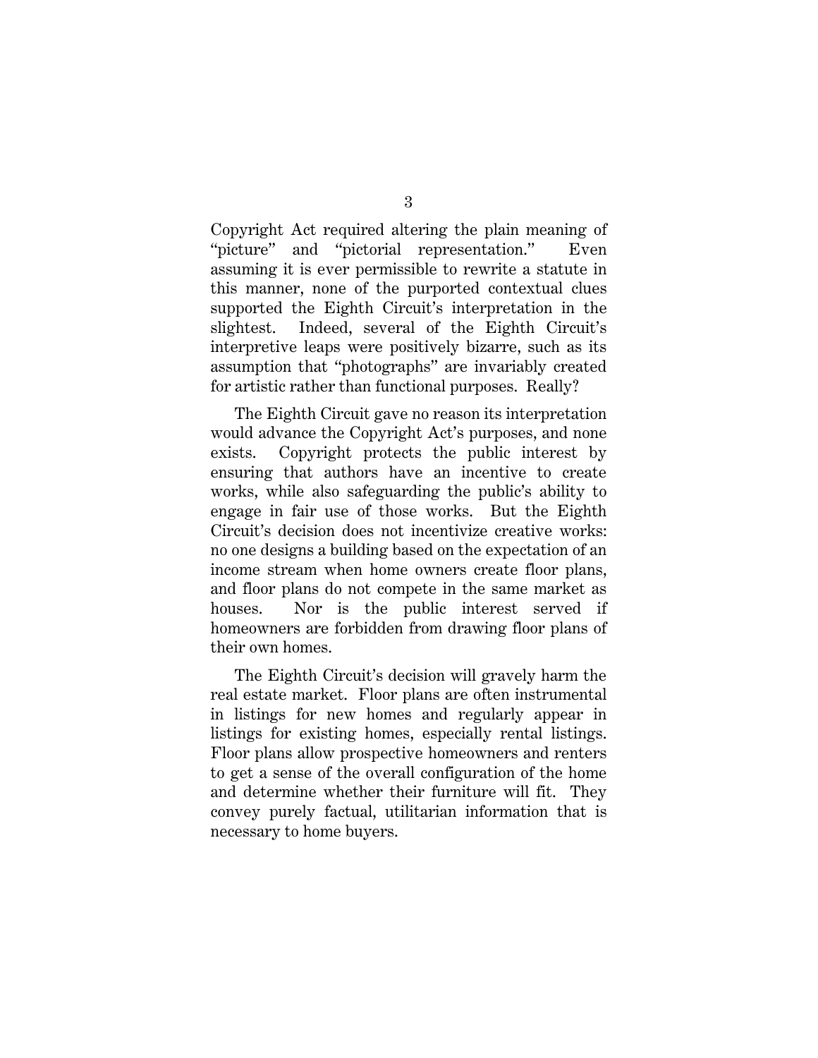Copyright Act required altering the plain meaning of "picture" and "pictorial representation." Even assuming it is ever permissible to rewrite a statute in this manner, none of the purported contextual clues supported the Eighth Circuit's interpretation in the slightest. Indeed, several of the Eighth Circuit's interpretive leaps were positively bizarre, such as its assumption that "photographs" are invariably created for artistic rather than functional purposes. Really?

The Eighth Circuit gave no reason its interpretation would advance the Copyright Act's purposes, and none exists. Copyright protects the public interest by ensuring that authors have an incentive to create works, while also safeguarding the public's ability to engage in fair use of those works. But the Eighth Circuit's decision does not incentivize creative works: no one designs a building based on the expectation of an income stream when home owners create floor plans, and floor plans do not compete in the same market as houses. Nor is the public interest served if homeowners are forbidden from drawing floor plans of their own homes.

The Eighth Circuit's decision will gravely harm the real estate market. Floor plans are often instrumental in listings for new homes and regularly appear in listings for existing homes, especially rental listings. Floor plans allow prospective homeowners and renters to get a sense of the overall configuration of the home and determine whether their furniture will fit. They convey purely factual, utilitarian information that is necessary to home buyers.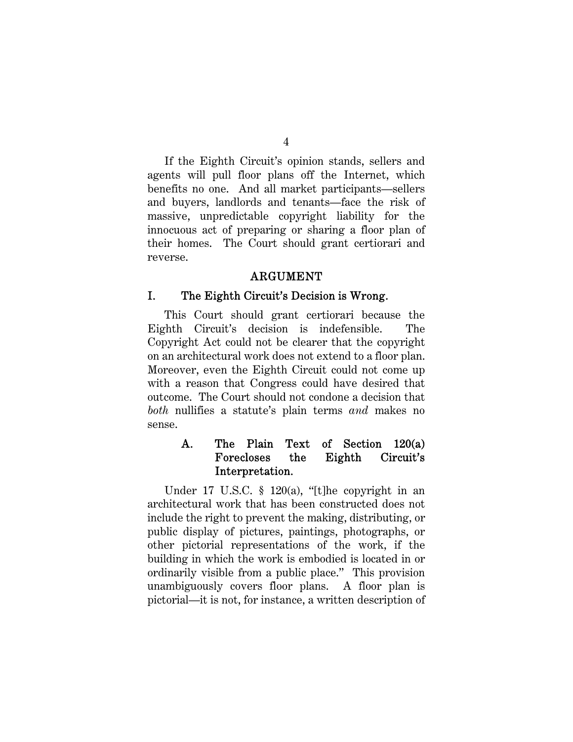If the Eighth Circuit's opinion stands, sellers and agents will pull floor plans off the Internet, which benefits no one. And all market participants—sellers and buyers, landlords and tenants—face the risk of massive, unpredictable copyright liability for the innocuous act of preparing or sharing a floor plan of their homes. The Court should grant certiorari and reverse.

## ARGUMENT

### I. The Eighth Circuit's Decision is Wrong.

This Court should grant certiorari because the Eighth Circuit's decision is indefensible. The Copyright Act could not be clearer that the copyright on an architectural work does not extend to a floor plan. Moreover, even the Eighth Circuit could not come up with a reason that Congress could have desired that outcome. The Court should not condone a decision that *both* nullifies a statute's plain terms *and* makes no sense.

#### A. The Plain Text of Section 120(a) Forecloses the Eighth Circuit's Interpretation.

Under 17 U.S.C. § 120(a), "[t]he copyright in an architectural work that has been constructed does not include the right to prevent the making, distributing, or public display of pictures, paintings, photographs, or other pictorial representations of the work, if the building in which the work is embodied is located in or ordinarily visible from a public place." This provision unambiguously covers floor plans. A floor plan is pictorial—it is not, for instance, a written description of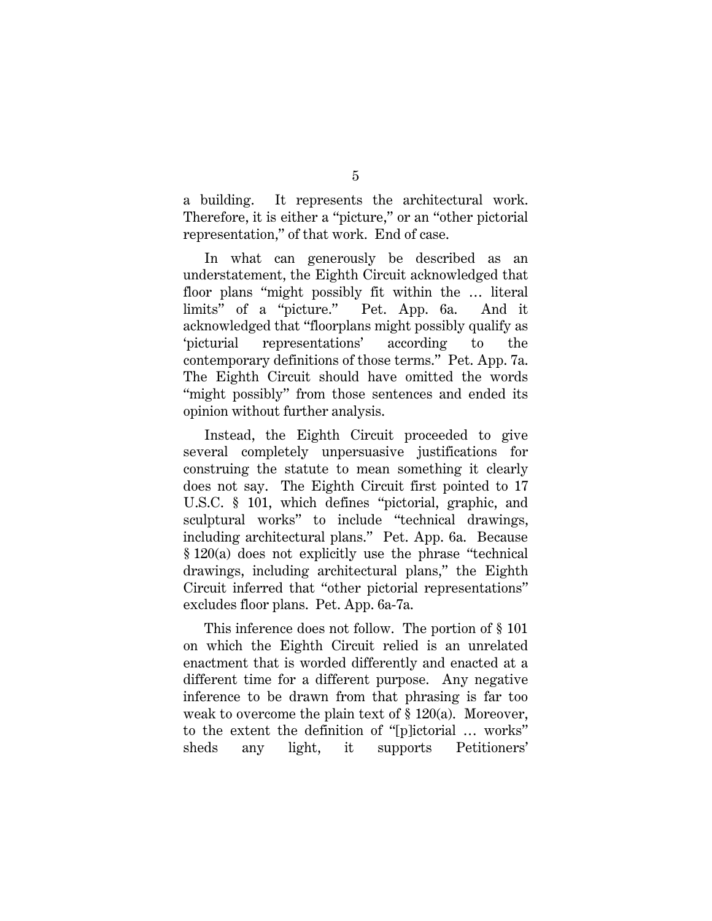a building. It represents the architectural work. Therefore, it is either a "picture," or an "other pictorial representation," of that work. End of case.

In what can generously be described as an understatement, the Eighth Circuit acknowledged that floor plans "might possibly fit within the … literal limits" of a "picture." Pet. App. 6a. And it acknowledged that "floorplans might possibly qualify as 'picturial representations' according to the contemporary definitions of those terms." Pet. App. 7a. The Eighth Circuit should have omitted the words "might possibly" from those sentences and ended its opinion without further analysis.

Instead, the Eighth Circuit proceeded to give several completely unpersuasive justifications for construing the statute to mean something it clearly does not say. The Eighth Circuit first pointed to 17 U.S.C. § 101, which defines "pictorial, graphic, and sculptural works" to include "technical drawings, including architectural plans." Pet. App. 6a. Because § 120(a) does not explicitly use the phrase "technical drawings, including architectural plans," the Eighth Circuit inferred that "other pictorial representations" excludes floor plans. Pet. App. 6a-7a.

This inference does not follow. The portion of § 101 on which the Eighth Circuit relied is an unrelated enactment that is worded differently and enacted at a different time for a different purpose. Any negative inference to be drawn from that phrasing is far too weak to overcome the plain text of § 120(a). Moreover, to the extent the definition of "[p]ictorial … works" sheds any light, it supports Petitioners'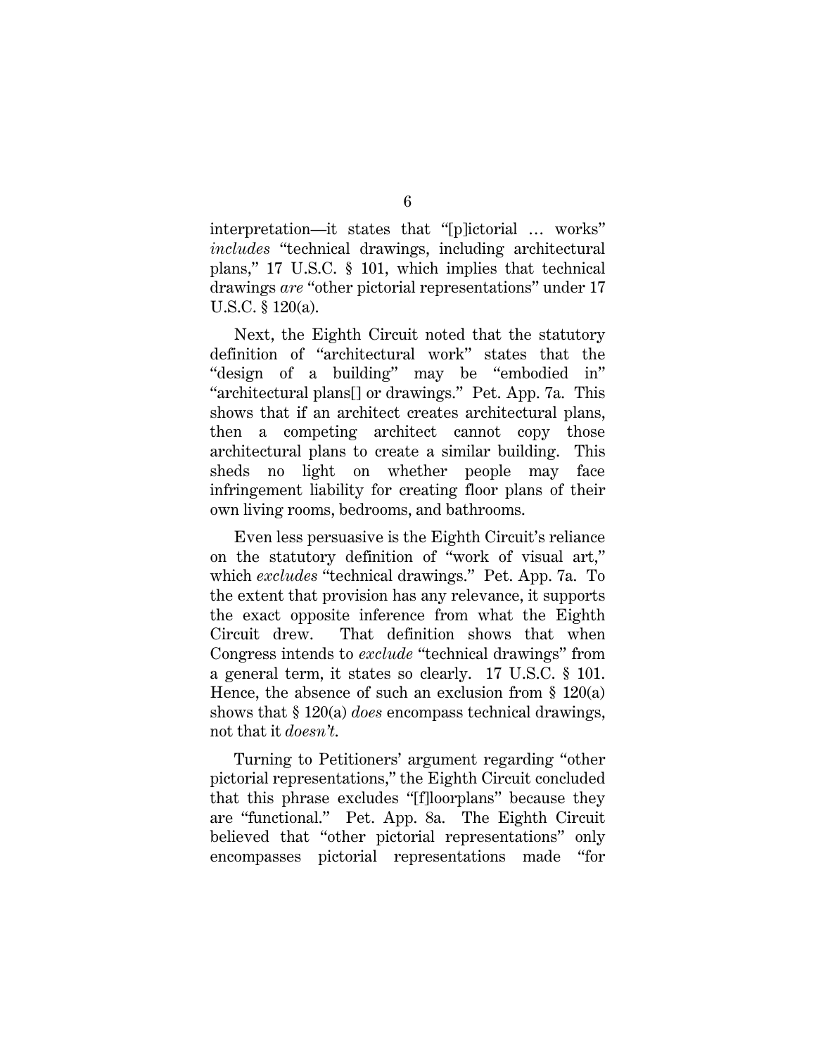interpretation—it states that "[p]ictorial … works" *includes* "technical drawings, including architectural plans," 17 U.S.C. § 101, which implies that technical drawings *are* "other pictorial representations" under 17 U.S.C. § 120(a).

Next, the Eighth Circuit noted that the statutory definition of "architectural work" states that the "design of a building" may be "embodied in" "architectural plans[] or drawings." Pet. App. 7a. This shows that if an architect creates architectural plans, then a competing architect cannot copy those architectural plans to create a similar building. This sheds no light on whether people may face infringement liability for creating floor plans of their own living rooms, bedrooms, and bathrooms.

Even less persuasive is the Eighth Circuit's reliance on the statutory definition of "work of visual art," which *excludes* "technical drawings." Pet. App. 7a. To the extent that provision has any relevance, it supports the exact opposite inference from what the Eighth Circuit drew. That definition shows that when Congress intends to *exclude* "technical drawings" from a general term, it states so clearly. 17 U.S.C. § 101. Hence, the absence of such an exclusion from § 120(a) shows that § 120(a) *does* encompass technical drawings, not that it *doesn't*.

Turning to Petitioners' argument regarding "other pictorial representations," the Eighth Circuit concluded that this phrase excludes "[f]loorplans" because they are "functional." Pet. App. 8a. The Eighth Circuit believed that "other pictorial representations" only encompasses pictorial representations made "for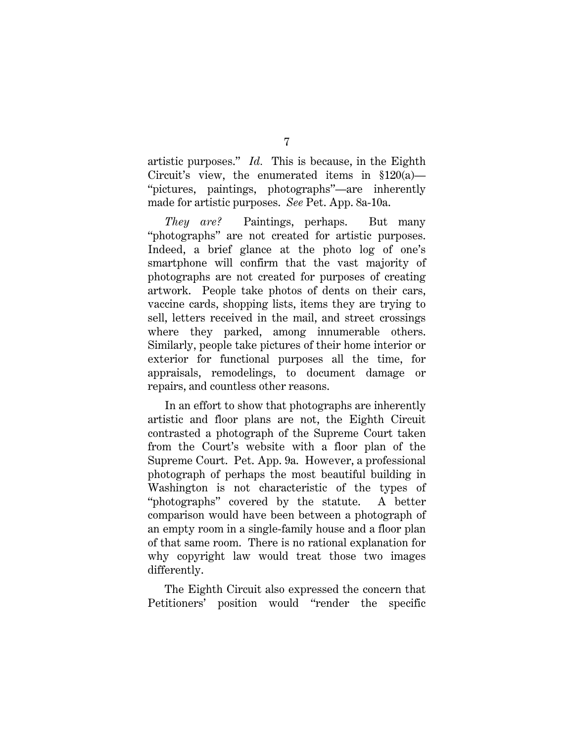artistic purposes." *Id.* This is because, in the Eighth Circuit's view, the enumerated items in §120(a)—"pictures, paintings, photographs"—are inherently made for artistic purposes. *See* Pet. App. 8a-10a.

*They are?* Paintings, perhaps. But many "photographs" are not created for artistic purposes. Indeed, a brief glance at the photo log of one's smartphone will confirm that the vast majority of photographs are not created for purposes of creating artwork. People take photos of dents on their cars, vaccine cards, shopping lists, items they are trying to sell, letters received in the mail, and street crossings where they parked, among innumerable others. Similarly, people take pictures of their home interior or exterior for functional purposes all the time, for appraisals, remodelings, to document damage or repairs, and countless other reasons.

In an effort to show that photographs are inherently artistic and floor plans are not, the Eighth Circuit contrasted a photograph of the Supreme Court taken from the Court's website with a floor plan of the Supreme Court. Pet. App. 9a. However, a professional photograph of perhaps the most beautiful building in Washington is not characteristic of the types of "photographs" covered by the statute. A better comparison would have been between a photograph of an empty room in a single-family house and a floor plan of that same room. There is no rational explanation for why copyright law would treat those two images differently.

The Eighth Circuit also expressed the concern that Petitioners' position would "render the specific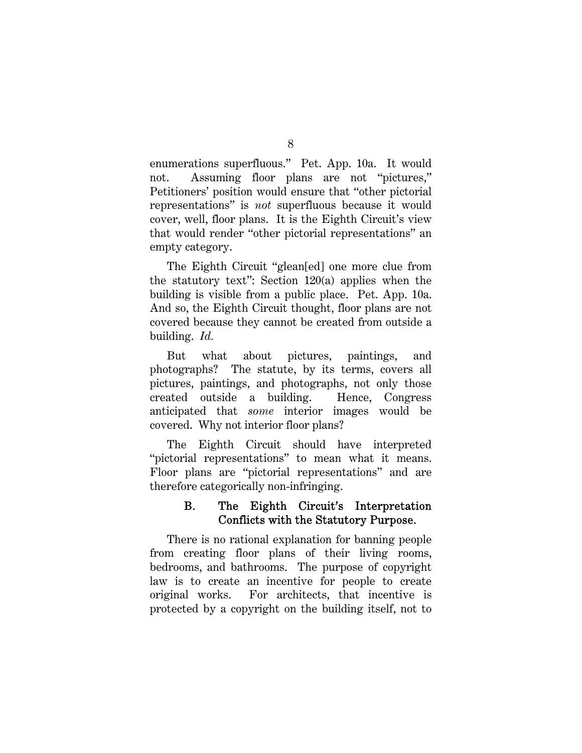enumerations superfluous." Pet. App. 10a. It would not. Assuming floor plans are not "pictures," Petitioners' position would ensure that "other pictorial representations" is *not* superfluous because it would cover, well, floor plans. It is the Eighth Circuit's view that would render "other pictorial representations" an empty category.

The Eighth Circuit "glean[ed] one more clue from the statutory text": Section 120(a) applies when the building is visible from a public place. Pet. App. 10a. And so, the Eighth Circuit thought, floor plans are not covered because they cannot be created from outside a building. *Id.*

But what about pictures, paintings, and photographs? The statute, by its terms, covers all pictures, paintings, and photographs, not only those created outside a building. Hence, Congress anticipated that *some* interior images would be covered. Why not interior floor plans?

The Eighth Circuit should have interpreted "pictorial representations" to mean what it means. Floor plans are "pictorial representations" and are therefore categorically non-infringing.

### B. The Eighth Circuit's Interpretation Conflicts with the Statutory Purpose.

There is no rational explanation for banning people from creating floor plans of their living rooms, bedrooms, and bathrooms. The purpose of copyright law is to create an incentive for people to create original works. For architects, that incentive is protected by a copyright on the building itself, not to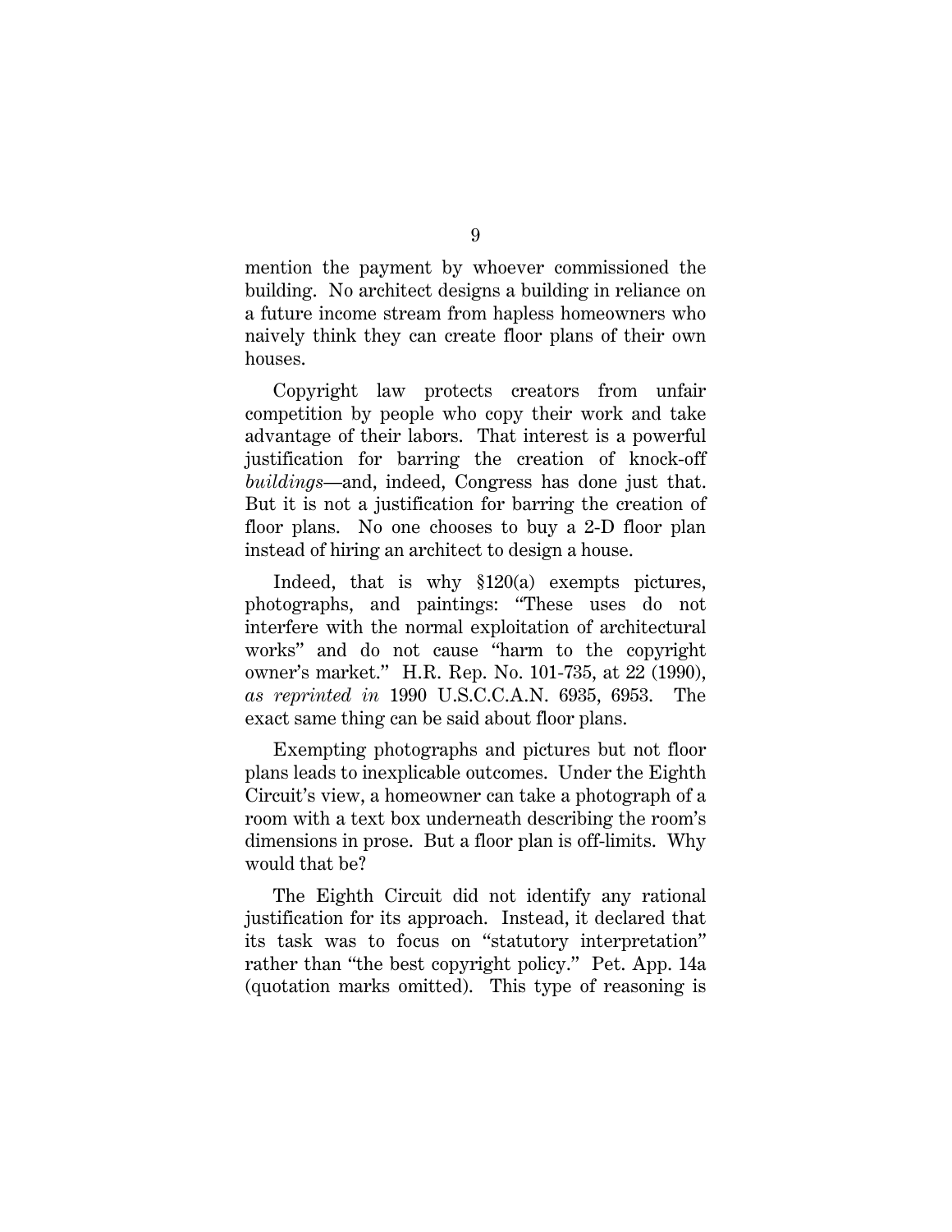mention the payment by whoever commissioned the building. No architect designs a building in reliance on a future income stream from hapless homeowners who naively think they can create floor plans of their own houses.

Copyright law protects creators from unfair competition by people who copy their work and take advantage of their labors. That interest is a powerful justification for barring the creation of knock-off *buildings*—and, indeed, Congress has done just that. But it is not a justification for barring the creation of floor plans. No one chooses to buy a 2-D floor plan instead of hiring an architect to design a house.

Indeed, that is why §120(a) exempts pictures, photographs, and paintings: "These uses do not interfere with the normal exploitation of architectural works" and do not cause "harm to the copyright owner's market." H.R. Rep. No. 101-735, at 22 (1990), *as reprinted in* 1990 U.S.C.C.A.N. 6935, 6953. The exact same thing can be said about floor plans.

Exempting photographs and pictures but not floor plans leads to inexplicable outcomes. Under the Eighth Circuit's view, a homeowner can take a photograph of a room with a text box underneath describing the room's dimensions in prose. But a floor plan is off-limits. Why would that be?

The Eighth Circuit did not identify any rational justification for its approach. Instead, it declared that its task was to focus on "statutory interpretation" rather than "the best copyright policy." Pet. App. 14a (quotation marks omitted). This type of reasoning is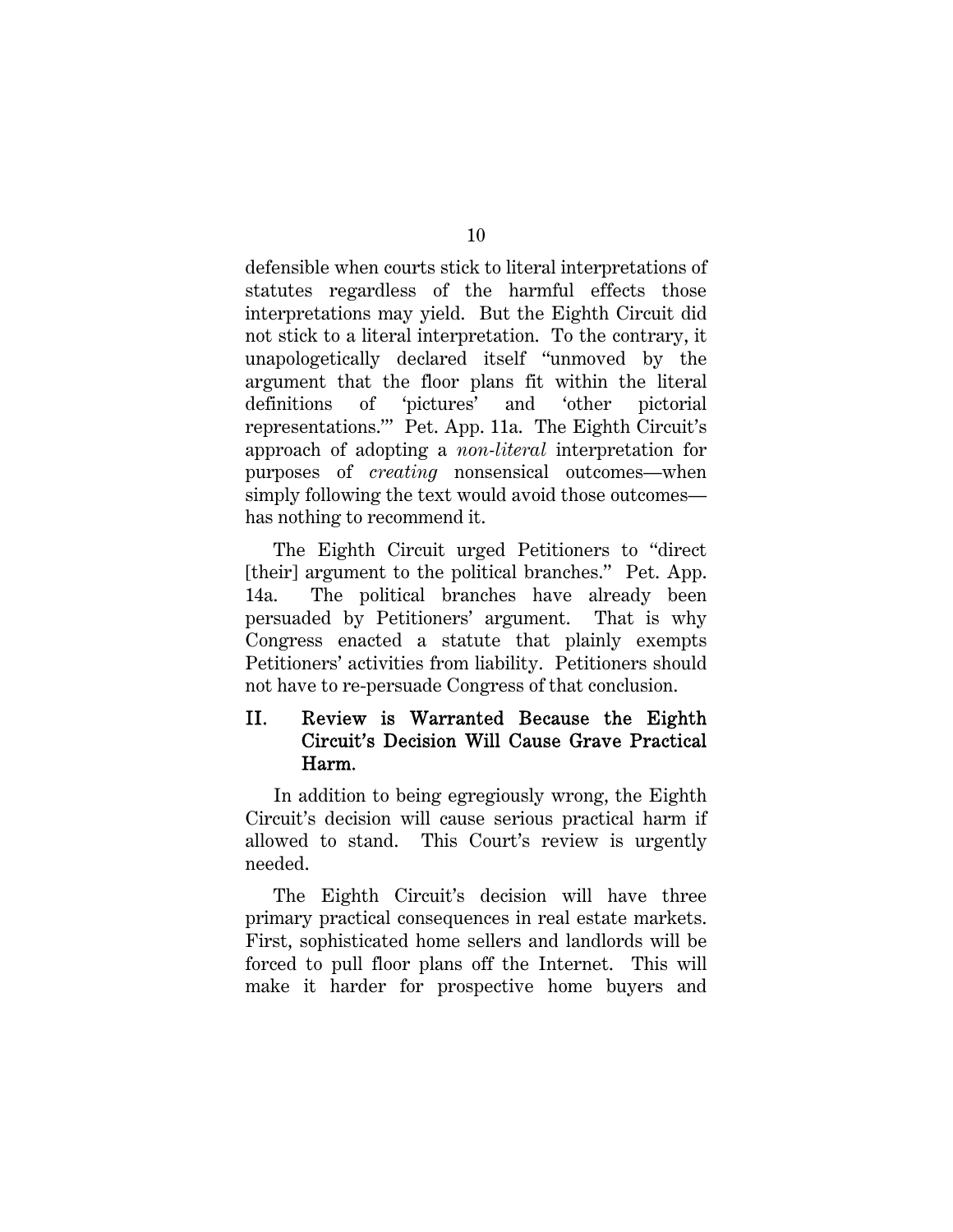defensible when courts stick to literal interpretations of statutes regardless of the harmful effects those interpretations may yield. But the Eighth Circuit did not stick to a literal interpretation. To the contrary, it unapologetically declared itself "unmoved by the argument that the floor plans fit within the literal definitions of 'pictures' and 'other pictorial representations.'" Pet. App. 11a. The Eighth Circuit's approach of adopting a *non-literal* interpretation for purposes of *creating* nonsensical outcomes—when simply following the text would avoid those outcomes—has nothing to recommend it.

The Eighth Circuit urged Petitioners to "direct [their] argument to the political branches." Pet. App. 14a. The political branches have already been persuaded by Petitioners' argument. That is why Congress enacted a statute that plainly exempts Petitioners' activities from liability. Petitioners should not have to re-persuade Congress of that conclusion.

## II. Review is Warranted Because the Eighth Circuit's Decision Will Cause Grave Practical Harm.

In addition to being egregiously wrong, the Eighth Circuit's decision will cause serious practical harm if allowed to stand. This Court's review is urgently needed.

The Eighth Circuit's decision will have three primary practical consequences in real estate markets. First, sophisticated home sellers and landlords will be forced to pull floor plans off the Internet. This will make it harder for prospective home buyers and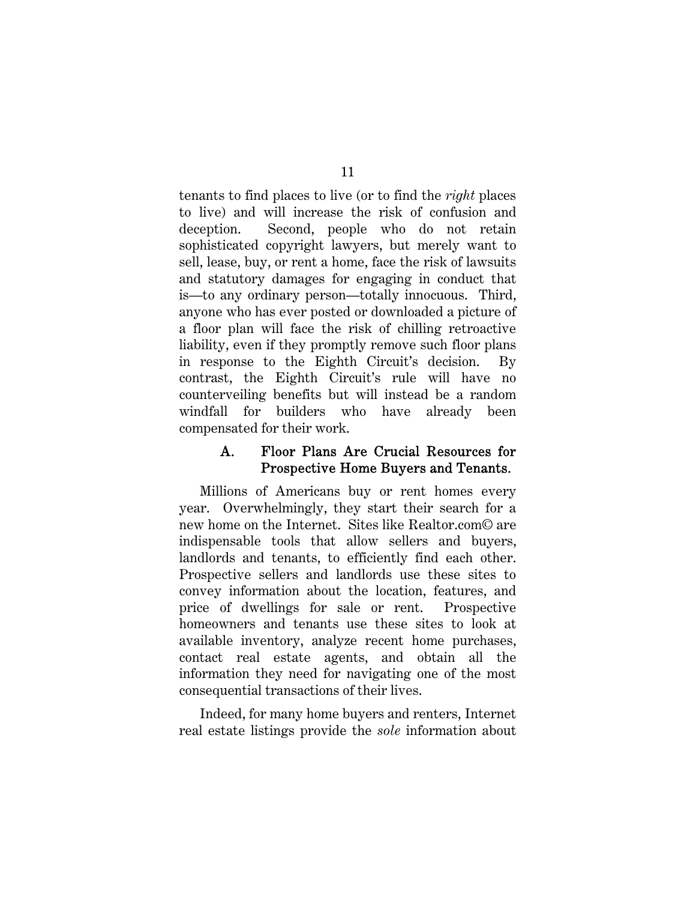tenants to find places to live (or to find the *right* places to live) and will increase the risk of confusion and deception. Second, people who do not retain sophisticated copyright lawyers, but merely want to sell, lease, buy, or rent a home, face the risk of lawsuits and statutory damages for engaging in conduct that is—to any ordinary person—totally innocuous. Third, anyone who has ever posted or downloaded a picture of a floor plan will face the risk of chilling retroactive liability, even if they promptly remove such floor plans in response to the Eighth Circuit's decision. By contrast, the Eighth Circuit's rule will have no counterveiling benefits but will instead be a random windfall for builders who have already been compensated for their work.

### A. Floor Plans Are Crucial Resources for Prospective Home Buyers and Tenants.

Millions of Americans buy or rent homes every year. Overwhelmingly, they start their search for a new home on the Internet. Sites like Realtor.com© are indispensable tools that allow sellers and buyers, landlords and tenants, to efficiently find each other. Prospective sellers and landlords use these sites to convey information about the location, features, and price of dwellings for sale or rent. Prospective homeowners and tenants use these sites to look at available inventory, analyze recent home purchases, contact real estate agents, and obtain all the information they need for navigating one of the most consequential transactions of their lives.

Indeed, for many home buyers and renters, Internet real estate listings provide the *sole* information about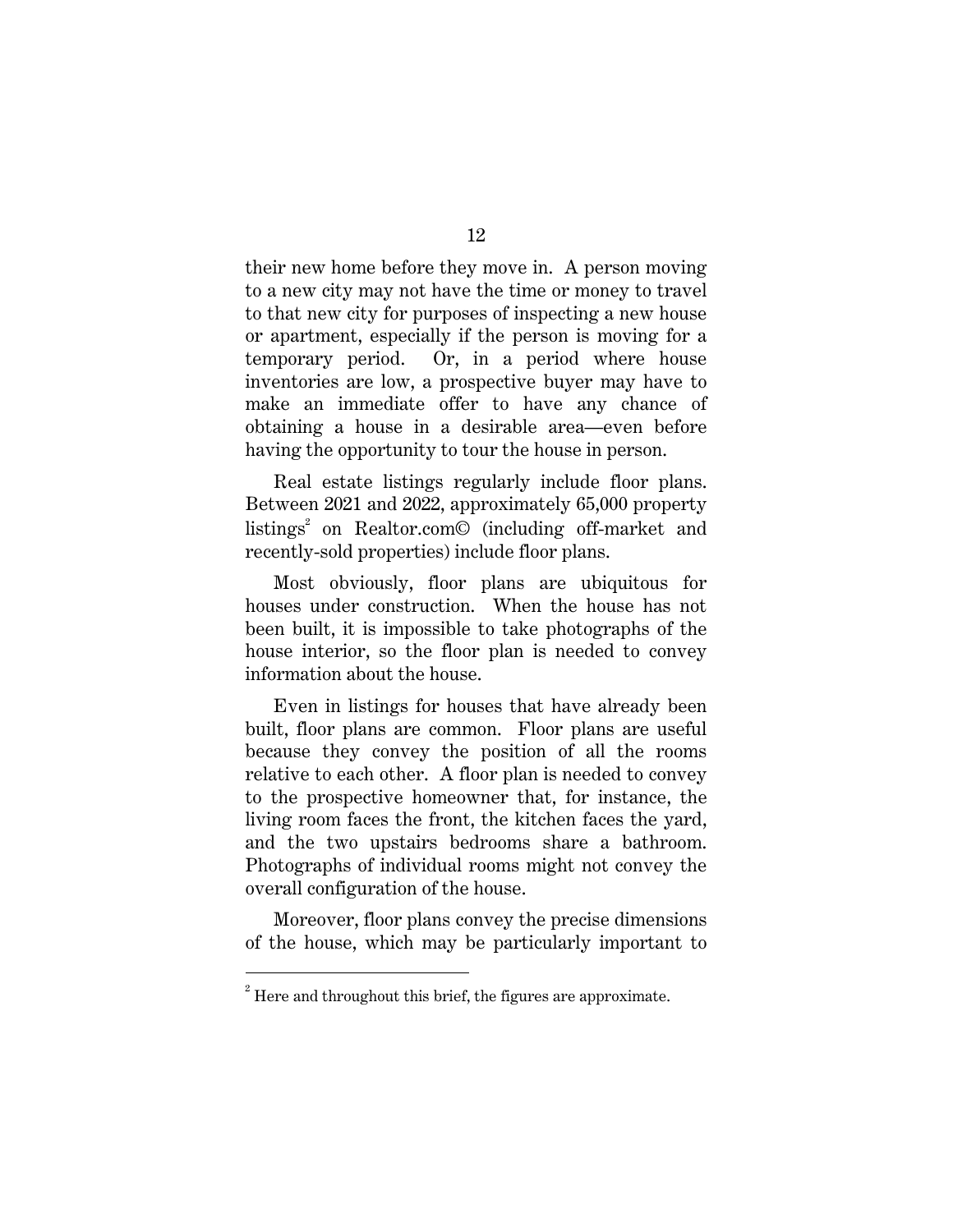their new home before they move in. A person moving to a new city may not have the time or money to travel to that new city for purposes of inspecting a new house or apartment, especially if the person is moving for a temporary period. Or, in a period where house inventories are low, a prospective buyer may have to make an immediate offer to have any chance of obtaining a house in a desirable area—even before having the opportunity to tour the house in person.

Real estate listings regularly include floor plans. Between 2021 and 2022, approximately 65,000 property listings[2] on Realtor.com© (including off-market and recently-sold properties) include floor plans.

Most obviously, floor plans are ubiquitous for houses under construction. When the house has not been built, it is impossible to take photographs of the house interior, so the floor plan is needed to convey information about the house.

Even in listings for houses that have already been built, floor plans are common. Floor plans are useful because they convey the position of all the rooms relative to each other. A floor plan is needed to convey to the prospective homeowner that, for instance, the living room faces the front, the kitchen faces the yard, and the two upstairs bedrooms share a bathroom. Photographs of individual rooms might not convey the overall configuration of the house.

Moreover, floor plans convey the precise dimensions of the house, which may be particularly important to

---

[2] Here and throughout this brief, the figures are approximate.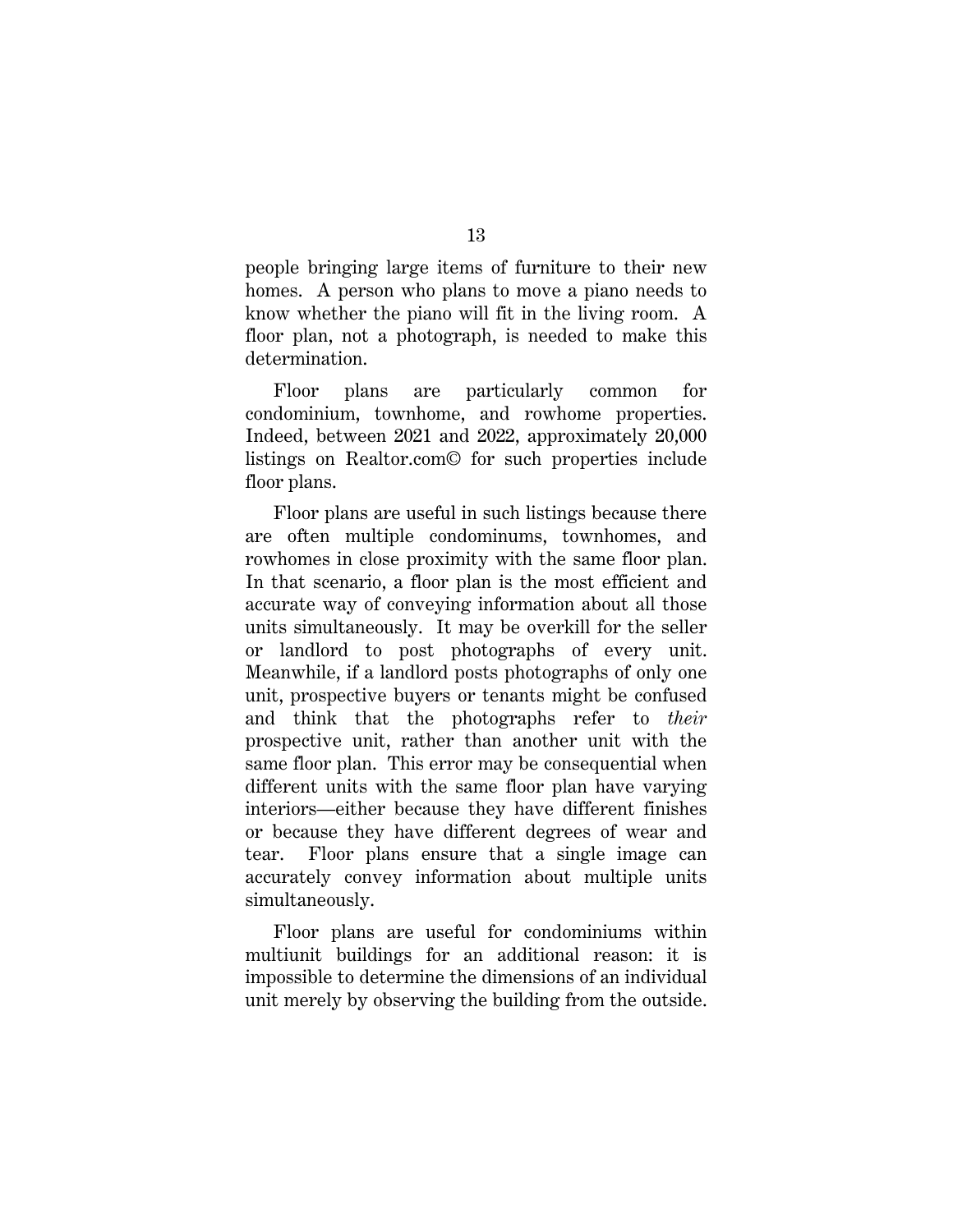people bringing large items of furniture to their new homes. A person who plans to move a piano needs to know whether the piano will fit in the living room. A floor plan, not a photograph, is needed to make this determination.

Floor plans are particularly common for condominium, townhome, and rowhome properties. Indeed, between 2021 and 2022, approximately 20,000 listings on Realtor.com© for such properties include floor plans.

Floor plans are useful in such listings because there are often multiple condominums, townhomes, and rowhomes in close proximity with the same floor plan. In that scenario, a floor plan is the most efficient and accurate way of conveying information about all those units simultaneously. It may be overkill for the seller or landlord to post photographs of every unit. Meanwhile, if a landlord posts photographs of only one unit, prospective buyers or tenants might be confused and think that the photographs refer to *their* prospective unit, rather than another unit with the same floor plan. This error may be consequential when different units with the same floor plan have varying interiors—either because they have different finishes or because they have different degrees of wear and tear. Floor plans ensure that a single image can accurately convey information about multiple units simultaneously.

Floor plans are useful for condominiums within multiunit buildings for an additional reason: it is impossible to determine the dimensions of an individual unit merely by observing the building from the outside.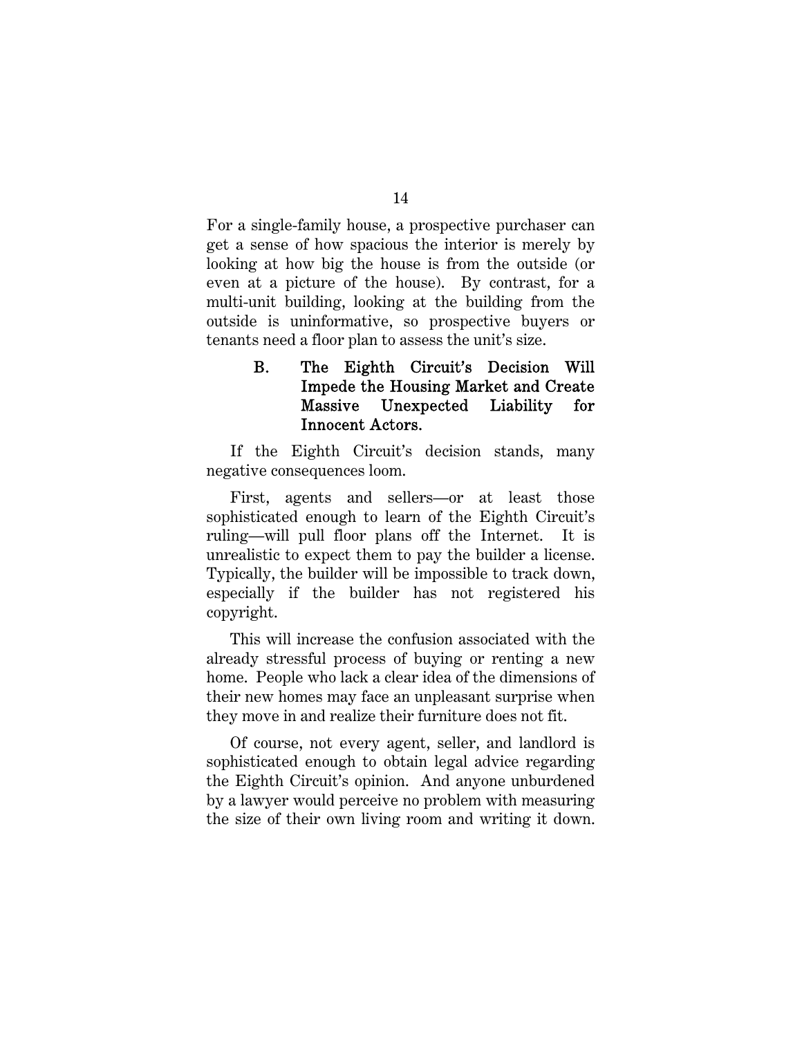For a single-family house, a prospective purchaser can get a sense of how spacious the interior is merely by looking at how big the house is from the outside (or even at a picture of the house). By contrast, for a multi-unit building, looking at the building from the outside is uninformative, so prospective buyers or tenants need a floor plan to assess the unit's size.

### B. The Eighth Circuit's Decision Will Impede the Housing Market and Create Massive Unexpected Liability for Innocent Actors.

If the Eighth Circuit's decision stands, many negative consequences loom.

First, agents and sellers—or at least those sophisticated enough to learn of the Eighth Circuit's ruling—will pull floor plans off the Internet. It is unrealistic to expect them to pay the builder a license. Typically, the builder will be impossible to track down, especially if the builder has not registered his copyright.

This will increase the confusion associated with the already stressful process of buying or renting a new home. People who lack a clear idea of the dimensions of their new homes may face an unpleasant surprise when they move in and realize their furniture does not fit.

Of course, not every agent, seller, and landlord is sophisticated enough to obtain legal advice regarding the Eighth Circuit's opinion. And anyone unburdened by a lawyer would perceive no problem with measuring the size of their own living room and writing it down.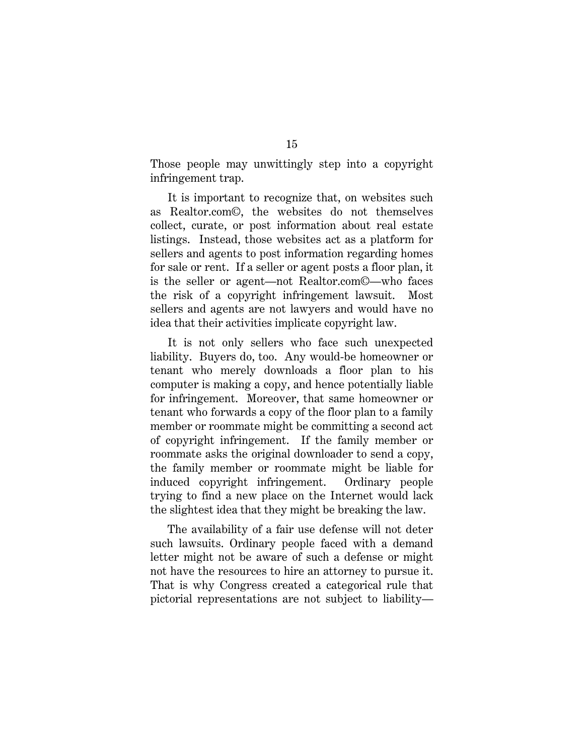Those people may unwittingly step into a copyright infringement trap.

It is important to recognize that, on websites such as Realtor.com©, the websites do not themselves collect, curate, or post information about real estate listings. Instead, those websites act as a platform for sellers and agents to post information regarding homes for sale or rent. If a seller or agent posts a floor plan, it is the seller or agent—not Realtor.com©—who faces the risk of a copyright infringement lawsuit. Most sellers and agents are not lawyers and would have no idea that their activities implicate copyright law.

It is not only sellers who face such unexpected liability. Buyers do, too. Any would-be homeowner or tenant who merely downloads a floor plan to his computer is making a copy, and hence potentially liable for infringement. Moreover, that same homeowner or tenant who forwards a copy of the floor plan to a family member or roommate might be committing a second act of copyright infringement. If the family member or roommate asks the original downloader to send a copy, the family member or roommate might be liable for induced copyright infringement. Ordinary people trying to find a new place on the Internet would lack the slightest idea that they might be breaking the law.

The availability of a fair use defense will not deter such lawsuits. Ordinary people faced with a demand letter might not be aware of such a defense or might not have the resources to hire an attorney to pursue it. That is why Congress created a categorical rule that pictorial representations are not subject to liability—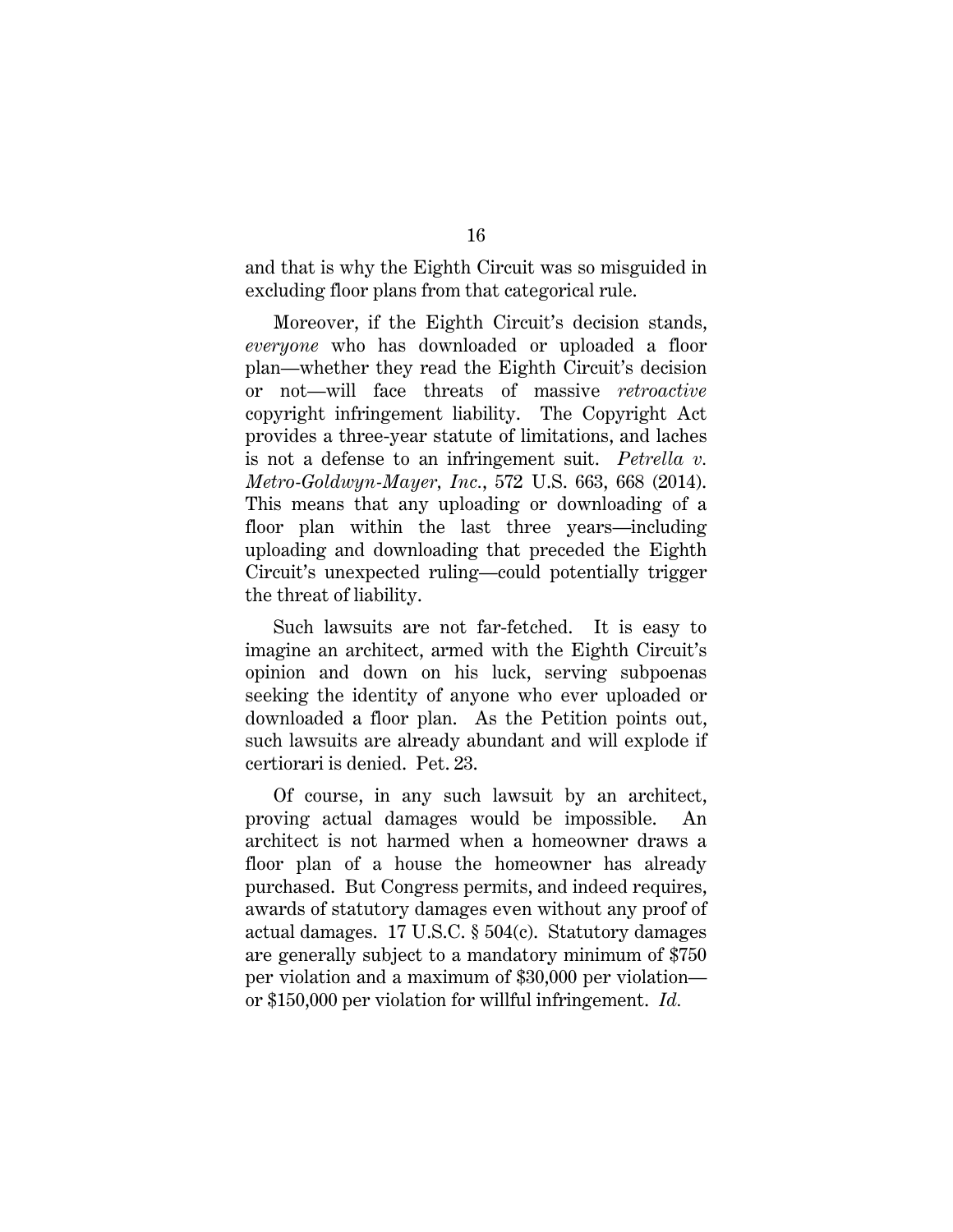and that is why the Eighth Circuit was so misguided in excluding floor plans from that categorical rule.

Moreover, if the Eighth Circuit's decision stands, *everyone* who has downloaded or uploaded a floor plan—whether they read the Eighth Circuit's decision or not—will face threats of massive *retroactive* copyright infringement liability. The Copyright Act provides a three-year statute of limitations, and laches is not a defense to an infringement suit. *Petrella v. Metro-Goldwyn-Mayer, Inc.*, 572 U.S. 663, 668 (2014). This means that any uploading or downloading of a floor plan within the last three years—including uploading and downloading that preceded the Eighth Circuit's unexpected ruling—could potentially trigger the threat of liability.

Such lawsuits are not far-fetched. It is easy to imagine an architect, armed with the Eighth Circuit's opinion and down on his luck, serving subpoenas seeking the identity of anyone who ever uploaded or downloaded a floor plan. As the Petition points out, such lawsuits are already abundant and will explode if certiorari is denied. Pet. 23.

Of course, in any such lawsuit by an architect, proving actual damages would be impossible. An architect is not harmed when a homeowner draws a floor plan of a house the homeowner has already purchased. But Congress permits, and indeed requires, awards of statutory damages even without any proof of actual damages. 17 U.S.C. § 504(c). Statutory damages are generally subject to a mandatory minimum of $750 per violation and a maximum of $30,000 per violation—or $150,000 per violation for willful infringement. *Id.*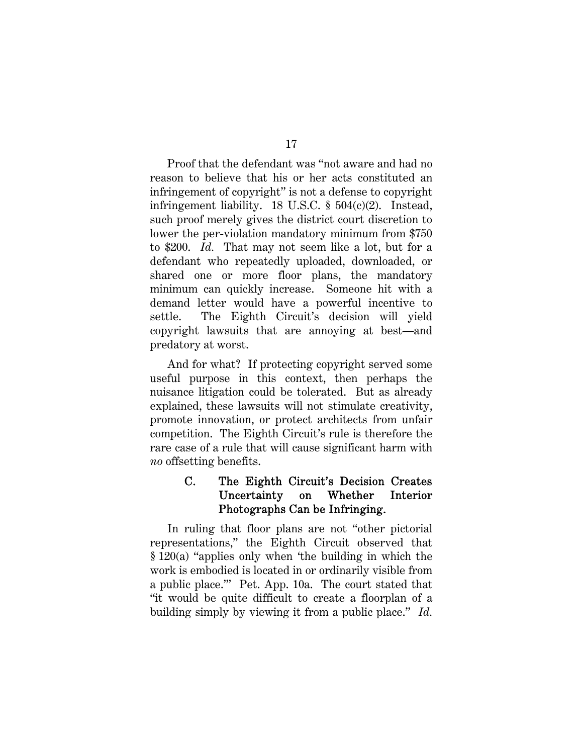Proof that the defendant was "not aware and had no reason to believe that his or her acts constituted an infringement of copyright" is not a defense to copyright infringement liability. 18 U.S.C. § 504(c)(2). Instead, such proof merely gives the district court discretion to lower the per-violation mandatory minimum from $750 to $200. *Id.* That may not seem like a lot, but for a defendant who repeatedly uploaded, downloaded, or shared one or more floor plans, the mandatory minimum can quickly increase. Someone hit with a demand letter would have a powerful incentive to settle. The Eighth Circuit's decision will yield copyright lawsuits that are annoying at best—and predatory at worst.

And for what? If protecting copyright served some useful purpose in this context, then perhaps the nuisance litigation could be tolerated. But as already explained, these lawsuits will not stimulate creativity, promote innovation, or protect architects from unfair competition. The Eighth Circuit's rule is therefore the rare case of a rule that will cause significant harm with *no* offsetting benefits.

### C. The Eighth Circuit's Decision Creates Uncertainty on Whether Interior Photographs Can be Infringing.

In ruling that floor plans are not "other pictorial representations," the Eighth Circuit observed that § 120(a) "applies only when 'the building in which the work is embodied is located in or ordinarily visible from a public place.'" Pet. App. 10a. The court stated that "it would be quite difficult to create a floorplan of a building simply by viewing it from a public place." *Id.*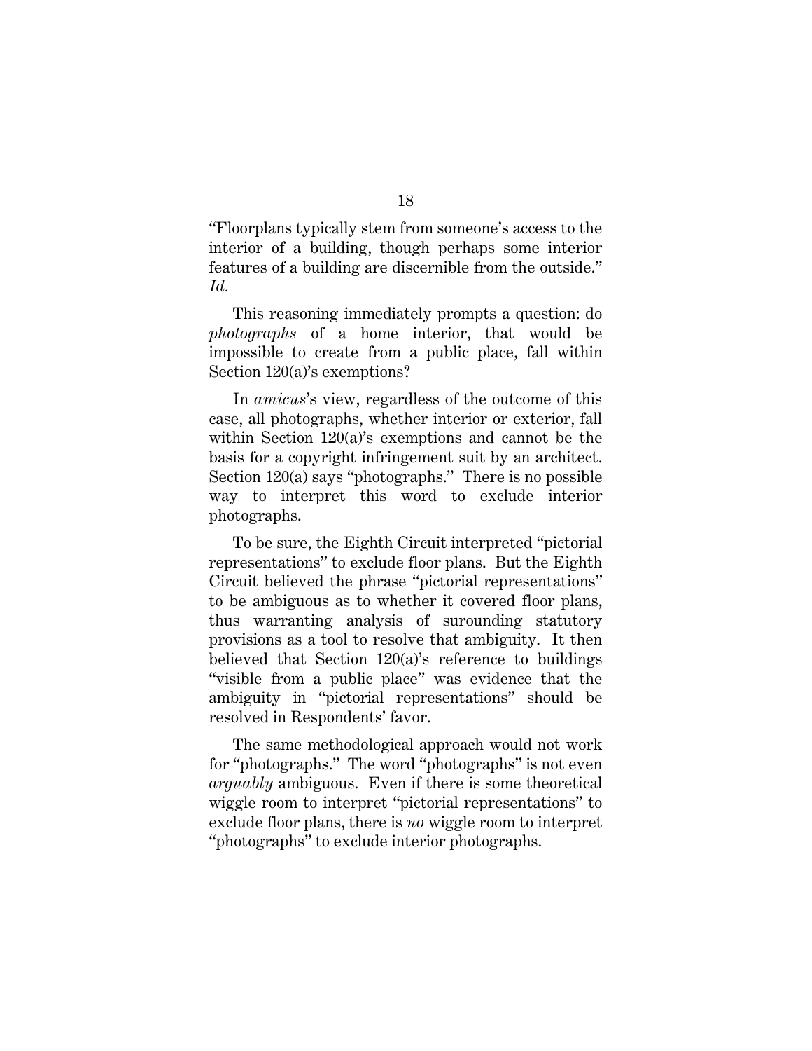"Floorplans typically stem from someone's access to the interior of a building, though perhaps some interior features of a building are discernible from the outside." *Id.*

This reasoning immediately prompts a question: do *photographs* of a home interior, that would be impossible to create from a public place, fall within Section 120(a)'s exemptions?

In *amicus*'s view, regardless of the outcome of this case, all photographs, whether interior or exterior, fall within Section 120(a)'s exemptions and cannot be the basis for a copyright infringement suit by an architect. Section 120(a) says "photographs." There is no possible way to interpret this word to exclude interior photographs.

To be sure, the Eighth Circuit interpreted "pictorial representations" to exclude floor plans. But the Eighth Circuit believed the phrase "pictorial representations" to be ambiguous as to whether it covered floor plans, thus warranting analysis of surounding statutory provisions as a tool to resolve that ambiguity. It then believed that Section 120(a)'s reference to buildings "visible from a public place" was evidence that the ambiguity in "pictorial representations" should be resolved in Respondents' favor.

The same methodological approach would not work for "photographs." The word "photographs" is not even *arguably* ambiguous. Even if there is some theoretical wiggle room to interpret "pictorial representations" to exclude floor plans, there is *no* wiggle room to interpret "photographs" to exclude interior photographs.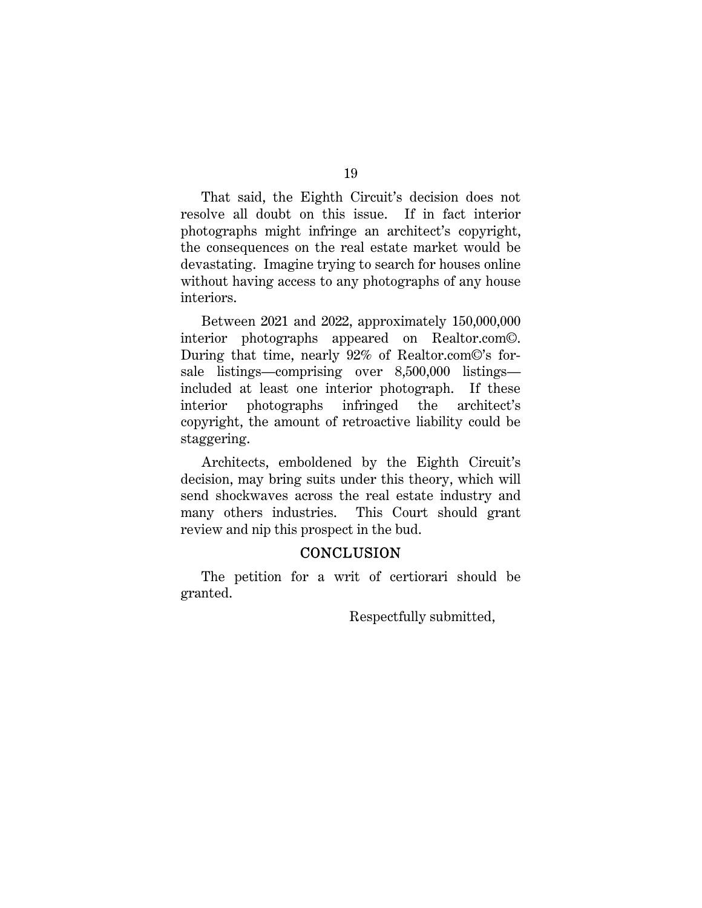That said, the Eighth Circuit's decision does not resolve all doubt on this issue. If in fact interior photographs might infringe an architect's copyright, the consequences on the real estate market would be devastating. Imagine trying to search for houses online without having access to any photographs of any house interiors.

Between 2021 and 2022, approximately 150,000,000 interior photographs appeared on Realtor.com©. During that time, nearly 92% of Realtor.com©'s for-sale listings—comprising over 8,500,000 listings—included at least one interior photograph. If these interior photographs infringed the architect's copyright, the amount of retroactive liability could be staggering.

Architects, emboldened by the Eighth Circuit's decision, may bring suits under this theory, which will send shockwaves across the real estate industry and many others industries. This Court should grant review and nip this prospect in the bud.

## CONCLUSION

The petition for a writ of certiorari should be granted.

Respectfully submitted,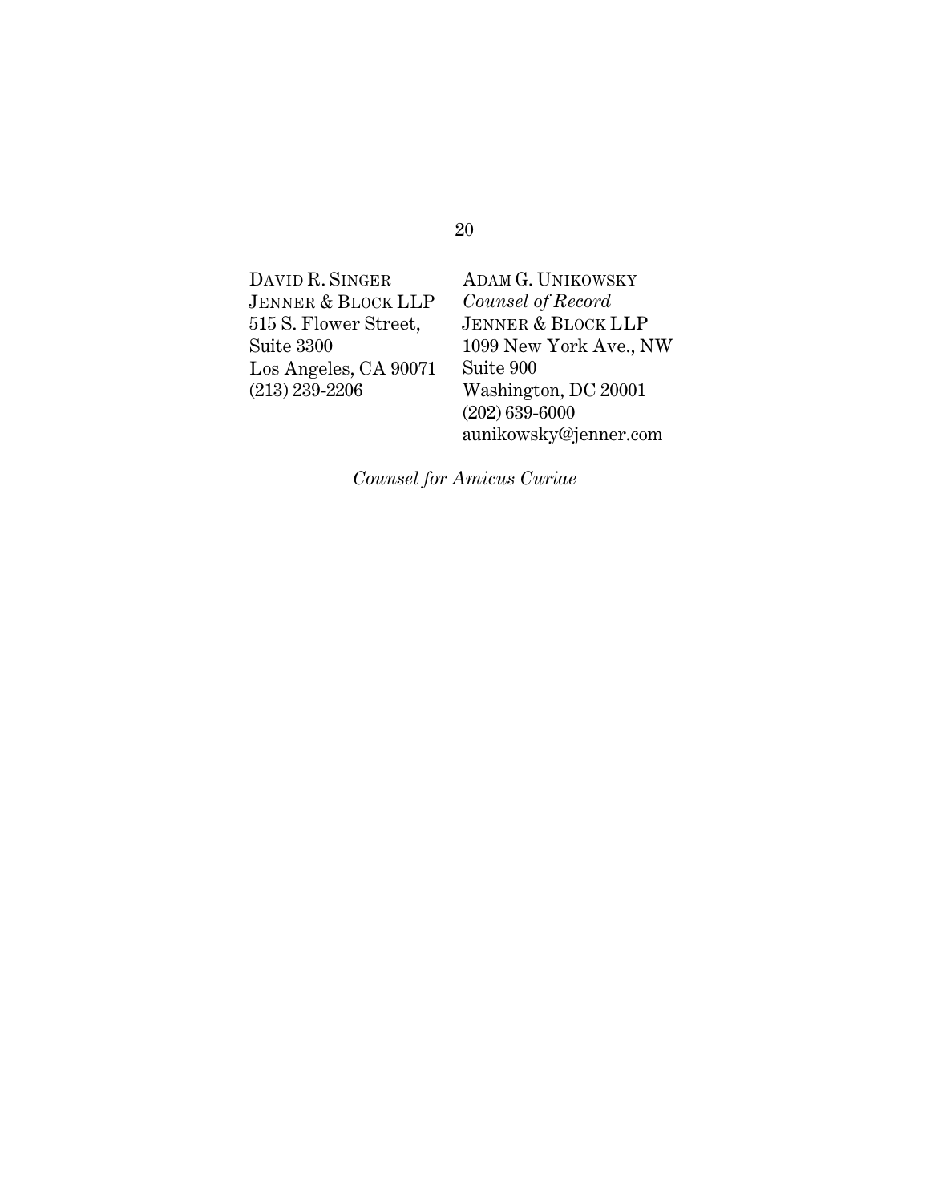DAVID R. SINGER
JENNER & BLOCK LLP
515 S. Flower Street,
Suite 3300
Los Angeles, CA 90071
(213) 239-2206

ADAM G. UNIKOWSKY
*Counsel of Record*
JENNER & BLOCK LLP
1099 New York Ave., NW
Suite 900
Washington, DC 20001
(202) 639-6000
aunikowsky@jenner.com

*Counsel for Amicus Curiae*